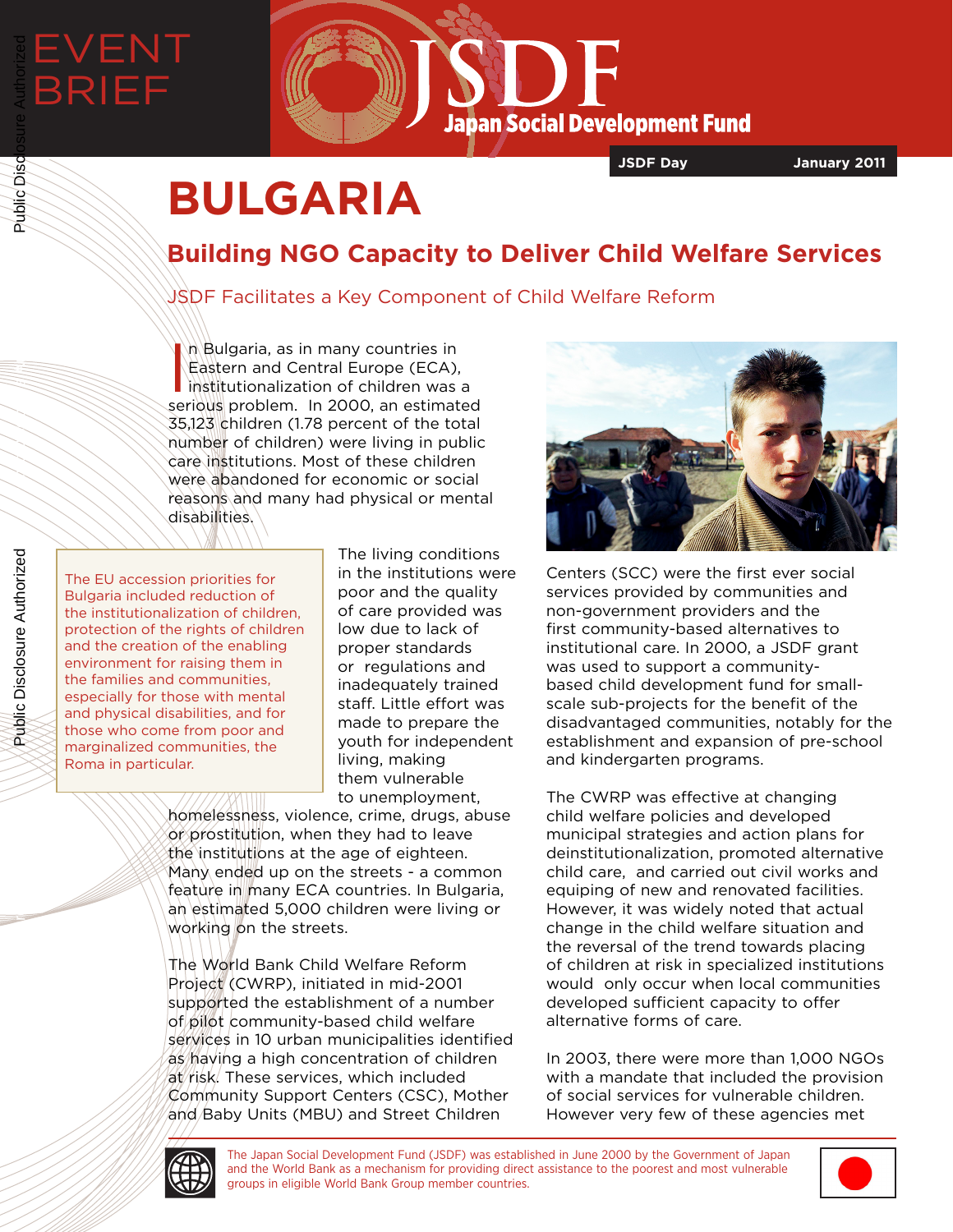EVENT BRIEF

# JSDF Japan Social Development Fund

JSDF Day — January 2011

# BULGARIA

## Building NGO Capacity to Deliver Child Welfare Services

### JSDF Facilitates a Key Component of Child Welfare Reform

In Bulgaria, as in many countries in Eastern and Central Europe (ECA), institutionalization of children was a serious problem. In 2000, an estimated 35,123 children (1.78 percent of the total number of children) were living in public care institutions. Most of these children were abandoned for economic or social reasons and many had physical or mental disabilities.

> The EU accession priorities for Bulgaria included reduction of the institutionalization of children, protection of the rights of children and the creation of the enabling environment for raising them in the families and communities, especially for those with mental and physical disabilities, and for those who come from poor and marginalized communities, the Roma in particular.

The living conditions in the institutions were poor and the quality of care provided was low due to lack of proper standards or regulations and inadequately trained staff. Little effort was made to prepare the youth for independent living, making them vulnerable to unemployment, homelessness, violence, crime, drugs, abuse or prostitution, when they had to leave the institutions at the age of eighteen. Many ended up on the streets - a common feature in many ECA countries. In Bulgaria, an estimated 5,000 children were living or working on the streets.

The World Bank Child Welfare Reform Project (CWRP), initiated in mid-2001 supported the establishment of a number of pilot community-based child welfare services in 10 urban municipalities identified as having a high concentration of children at risk. These services, which included Community Support Centers (CSC), Mother and Baby Units (MBU) and Street Children Centers (SCC) were the first ever social services provided by communities and non-government providers and the first community-based alternatives to institutional care. In 2000, a JSDF grant was used to support a community-based child development fund for small-scale sub-projects for the benefit of the disadvantaged communities, notably for the establishment and expansion of pre-school and kindergarten programs.

The CWRP was effective at changing child welfare policies and developed municipal strategies and action plans for deinstitutionalization, promoted alternative child care, and carried out civil works and equiping of new and renovated facilities. However, it was widely noted that actual change in the child welfare situation and the reversal of the trend towards placing of children at risk in specialized institutions would only occur when local communities developed sufficient capacity to offer alternative forms of care.

In 2003, there were more than 1,000 NGOs with a mandate that included the provision of social services for vulnerable children. However very few of these agencies met

The Japan Social Development Fund (JSDF) was established in June 2000 by the Government of Japan and the World Bank as a mechanism for providing direct assistance to the poorest and most vulnerable groups in eligible World Bank Group member countries.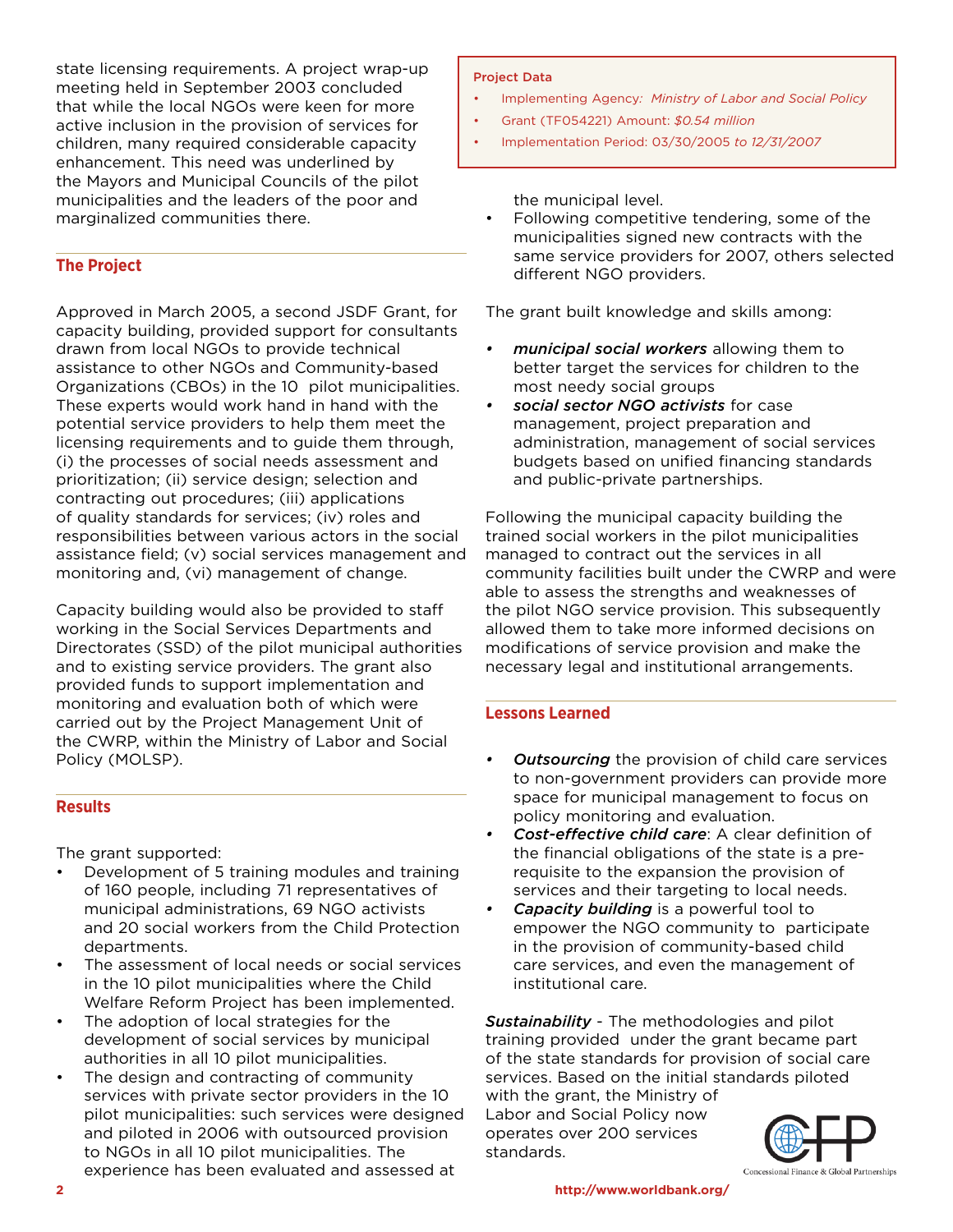state licensing requirements. A project wrap-up meeting held in September 2003 concluded that while the local NGOs were keen for more active inclusion in the provision of services for children, many required considerable capacity enhancement. This need was underlined by the Mayors and Municipal Councils of the pilot municipalities and the leaders of the poor and marginalized communities there.

**Project Data**

- Implementing Agency: *Ministry of Labor and Social Policy*
- Grant (TF054221) Amount: *$0.54 million*
- Implementation Period: 03/30/2005 *to 12/31/2007*

## The Project

Approved in March 2005, a second JSDF Grant, for capacity building, provided support for consultants drawn from local NGOs to provide technical assistance to other NGOs and Community-based Organizations (CBOs) in the 10 pilot municipalities. These experts would work hand in hand with the potential service providers to help them meet the licensing requirements and to guide them through, (i) the processes of social needs assessment and prioritization; (ii) service design; selection and contracting out procedures; (iii) applications of quality standards for services; (iv) roles and responsibilities between various actors in the social assistance field; (v) social services management and monitoring and, (vi) management of change.

Capacity building would also be provided to staff working in the Social Services Departments and Directorates (SSD) of the pilot municipal authorities and to existing service providers. The grant also provided funds to support implementation and monitoring and evaluation both of which were carried out by the Project Management Unit of the CWRP, within the Ministry of Labor and Social Policy (MOLSP).

## Results

The grant supported:

- Development of 5 training modules and training of 160 people, including 71 representatives of municipal administrations, 69 NGO activists and 20 social workers from the Child Protection departments.
- The assessment of local needs or social services in the 10 pilot municipalities where the Child Welfare Reform Project has been implemented.
- The adoption of local strategies for the development of social services by municipal authorities in all 10 pilot municipalities.
- The design and contracting of community services with private sector providers in the 10 pilot municipalities: such services were designed and piloted in 2006 with outsourced provision to NGOs in all 10 pilot municipalities. The experience has been evaluated and assessed at the municipal level.
- Following competitive tendering, some of the municipalities signed new contracts with the same service providers for 2007, others selected different NGO providers.

The grant built knowledge and skills among:

- ***municipal social workers*** allowing them to better target the services for children to the most needy social groups
- ***social sector NGO activists*** for case management, project preparation and administration, management of social services budgets based on unified financing standards and public-private partnerships.

Following the municipal capacity building the trained social workers in the pilot municipalities managed to contract out the services in all community facilities built under the CWRP and were able to assess the strengths and weaknesses of the pilot NGO service provision. This subsequently allowed them to take more informed decisions on modifications of service provision and make the necessary legal and institutional arrangements.

## Lessons Learned

- ***Outsourcing*** the provision of child care services to non-government providers can provide more space for municipal management to focus on policy monitoring and evaluation.
- ***Cost-effective child care***: A clear definition of the financial obligations of the state is a pre-requisite to the expansion the provision of services and their targeting to local needs.
- ***Capacity building*** is a powerful tool to empower the NGO community to participate in the provision of community-based child care services, and even the management of institutional care.

***Sustainability*** - The methodologies and pilot training provided under the grant became part of the state standards for provision of social care services. Based on the initial standards piloted with the grant, the Ministry of Labor and Social Policy now operates over 200 services standards.

Concessional Finance & Global Partnerships

http://www.worldbank.org/